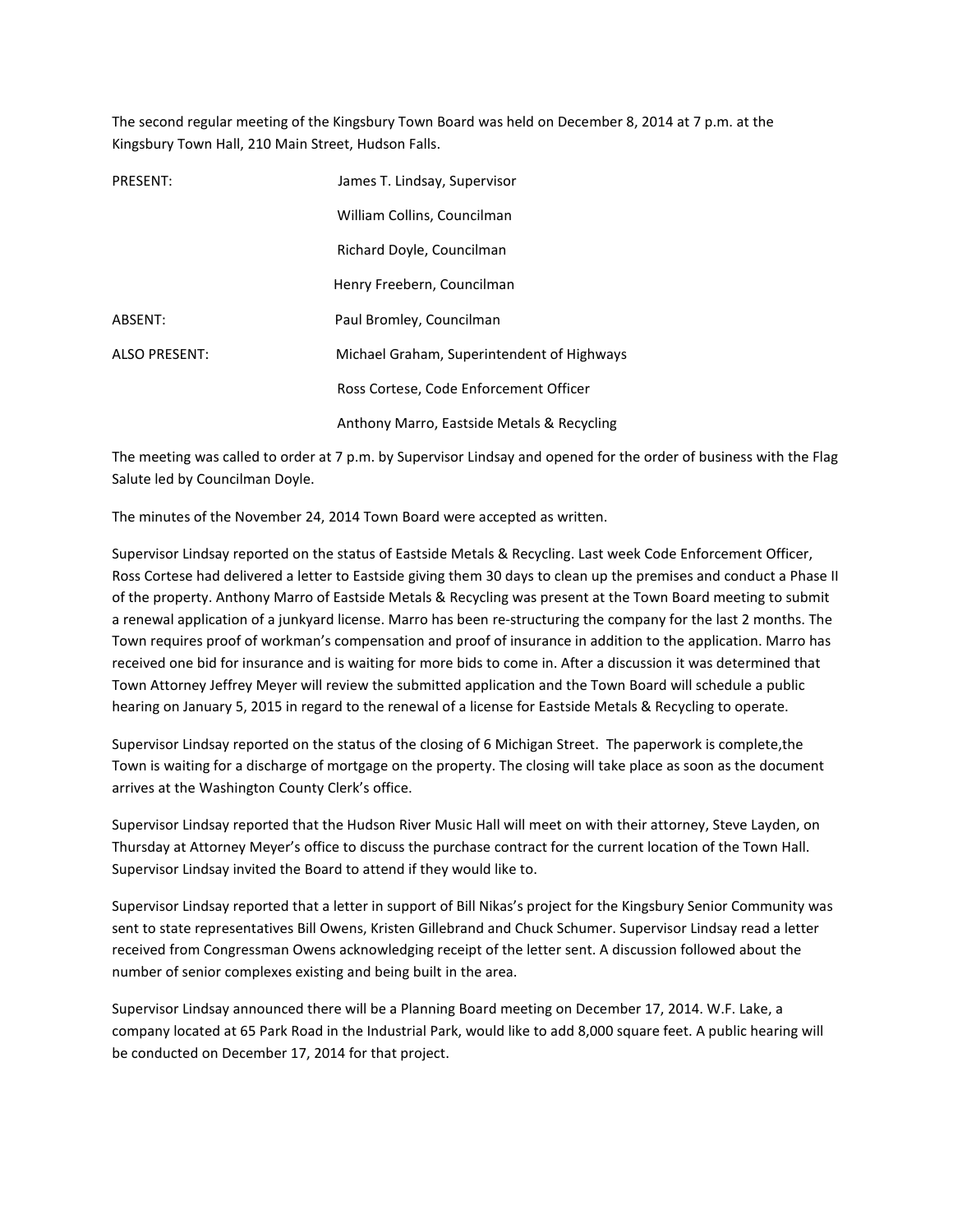The second regular meeting of the Kingsbury Town Board was held on December 8, 2014 at 7 p.m. at the Kingsbury Town Hall, 210 Main Street, Hudson Falls.

| | |
|---|---|
| PRESENT: | James T. Lindsay, Supervisor |
| | William Collins, Councilman |
| | Richard Doyle, Councilman |
| | Henry Freebern, Councilman |
| ABSENT: | Paul Bromley, Councilman |
| ALSO PRESENT: | Michael Graham, Superintendent of Highways |
| | Ross Cortese, Code Enforcement Officer |
| | Anthony Marro, Eastside Metals & Recycling |

The meeting was called to order at 7 p.m. by Supervisor Lindsay and opened for the order of business with the Flag Salute led by Councilman Doyle.

The minutes of the November 24, 2014 Town Board were accepted as written.

Supervisor Lindsay reported on the status of Eastside Metals & Recycling. Last week Code Enforcement Officer, Ross Cortese had delivered a letter to Eastside giving them 30 days to clean up the premises and conduct a Phase II of the property. Anthony Marro of Eastside Metals & Recycling was present at the Town Board meeting to submit a renewal application of a junkyard license. Marro has been re-structuring the company for the last 2 months. The Town requires proof of workman's compensation and proof of insurance in addition to the application. Marro has received one bid for insurance and is waiting for more bids to come in. After a discussion it was determined that Town Attorney Jeffrey Meyer will review the submitted application and the Town Board will schedule a public hearing on January 5, 2015 in regard to the renewal of a license for Eastside Metals & Recycling to operate.

Supervisor Lindsay reported on the status of the closing of 6 Michigan Street. The paperwork is complete,the Town is waiting for a discharge of mortgage on the property. The closing will take place as soon as the document arrives at the Washington County Clerk's office.

Supervisor Lindsay reported that the Hudson River Music Hall will meet on with their attorney, Steve Layden, on Thursday at Attorney Meyer's office to discuss the purchase contract for the current location of the Town Hall. Supervisor Lindsay invited the Board to attend if they would like to.

Supervisor Lindsay reported that a letter in support of Bill Nikas's project for the Kingsbury Senior Community was sent to state representatives Bill Owens, Kristen Gillebrand and Chuck Schumer. Supervisor Lindsay read a letter received from Congressman Owens acknowledging receipt of the letter sent. A discussion followed about the number of senior complexes existing and being built in the area.

Supervisor Lindsay announced there will be a Planning Board meeting on December 17, 2014. W.F. Lake, a company located at 65 Park Road in the Industrial Park, would like to add 8,000 square feet. A public hearing will be conducted on December 17, 2014 for that project.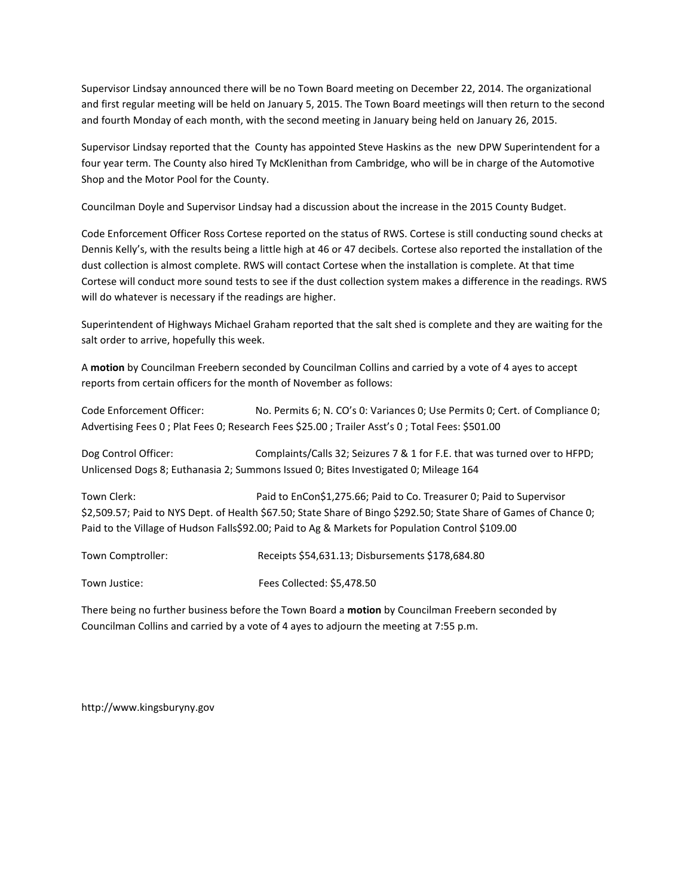Supervisor Lindsay announced there will be no Town Board meeting on December 22, 2014. The organizational and first regular meeting will be held on January 5, 2015. The Town Board meetings will then return to the second and fourth Monday of each month, with the second meeting in January being held on January 26, 2015.

Supervisor Lindsay reported that the County has appointed Steve Haskins as the new DPW Superintendent for a four year term. The County also hired Ty McKlenithan from Cambridge, who will be in charge of the Automotive Shop and the Motor Pool for the County.

Councilman Doyle and Supervisor Lindsay had a discussion about the increase in the 2015 County Budget.

Code Enforcement Officer Ross Cortese reported on the status of RWS. Cortese is still conducting sound checks at Dennis Kelly's, with the results being a little high at 46 or 47 decibels. Cortese also reported the installation of the dust collection is almost complete. RWS will contact Cortese when the installation is complete. At that time Cortese will conduct more sound tests to see if the dust collection system makes a difference in the readings. RWS will do whatever is necessary if the readings are higher.

Superintendent of Highways Michael Graham reported that the salt shed is complete and they are waiting for the salt order to arrive, hopefully this week.

A **motion** by Councilman Freebern seconded by Councilman Collins and carried by a vote of 4 ayes to accept reports from certain officers for the month of November as follows:

Code Enforcement Officer: No. Permits 6; N. CO's 0: Variances 0; Use Permits 0; Cert. of Compliance 0; Advertising Fees 0 ; Plat Fees 0; Research Fees $25.00 ; Trailer Asst's 0 ; Total Fees: $501.00

Dog Control Officer: Complaints/Calls 32; Seizures 7 & 1 for F.E. that was turned over to HFPD; Unlicensed Dogs 8; Euthanasia 2; Summons Issued 0; Bites Investigated 0; Mileage 164

Town Clerk: Paid to EnCon$1,275.66; Paid to Co. Treasurer 0; Paid to Supervisor $2,509.57; Paid to NYS Dept. of Health $67.50; State Share of Bingo $292.50; State Share of Games of Chance 0; Paid to the Village of Hudson Falls$92.00; Paid to Ag & Markets for Population Control $109.00

Town Comptroller: Receipts $54,631.13; Disbursements $178,684.80

Town Justice: Fees Collected: $5,478.50

There being no further business before the Town Board a **motion** by Councilman Freebern seconded by Councilman Collins and carried by a vote of 4 ayes to adjourn the meeting at 7:55 p.m.

http://www.kingsburyny.gov